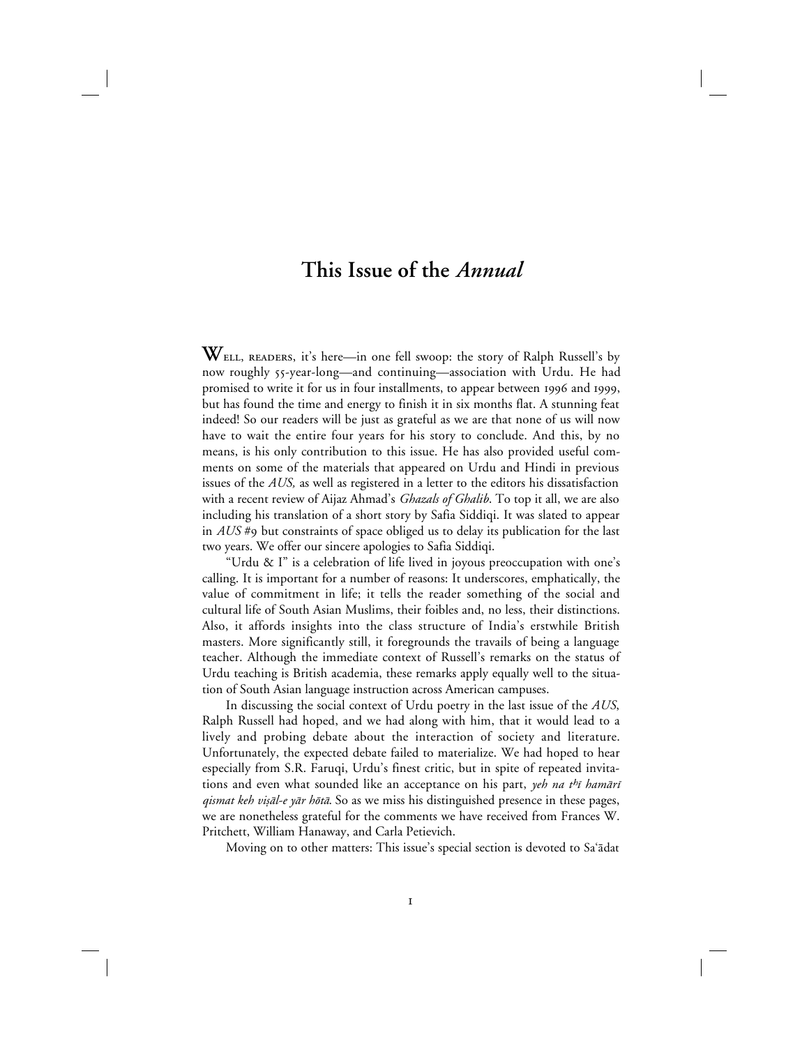# This Issue of the *Annual*

WELL, READERS, it's here—in one fell swoop: the story of Ralph Russell's by now roughly 55-year-long—and continuing—association with Urdu. He had promised to write it for us in four installments, to appear between 1996 and 1999, but has found the time and energy to finish it in six months flat. A stunning feat indeed! So our readers will be just as grateful as we are that none of us will now have to wait the entire four years for his story to conclude. And this, by no means, is his only contribution to this issue. He has also provided useful comments on some of the materials that appeared on Urdu and Hindi in previous issues of the *AUS,* as well as registered in a letter to the editors his dissatisfaction with a recent review of Aijaz Ahmad's *Ghazals of Ghalib*. To top it all, we are also including his translation of a short story by Safia Siddiqi. It was slated to appear in *AUS* #9 but constraints of space obliged us to delay its publication for the last two years. We offer our sincere apologies to Safia Siddiqi.

"Urdu & I" is a celebration of life lived in joyous preoccupation with one's calling. It is important for a number of reasons: It underscores, emphatically, the value of commitment in life; it tells the reader something of the social and cultural life of South Asian Muslims, their foibles and, no less, their distinctions. Also, it affords insights into the class structure of India's erstwhile British masters. More significantly still, it foregrounds the travails of being a language teacher. Although the immediate context of Russell's remarks on the status of Urdu teaching is British academia, these remarks apply equally well to the situation of South Asian language instruction across American campuses.

In discussing the social context of Urdu poetry in the last issue of the *AUS*, Ralph Russell had hoped, and we had along with him, that it would lead to a lively and probing debate about the interaction of society and literature. Unfortunately, the expected debate failed to materialize. We had hoped to hear especially from S.R. Faruqi, Urdu's finest critic, but in spite of repeated invitations and even what sounded like an acceptance on his part, *yeh na tʰī hamārī qismat keh viṣāl-e yār hōtā*. So as we miss his distinguished presence in these pages, we are nonetheless grateful for the comments we have received from Frances W. Pritchett, William Hanaway, and Carla Petievich.

Moving on to other matters: This issue's special section is devoted to Saʿādat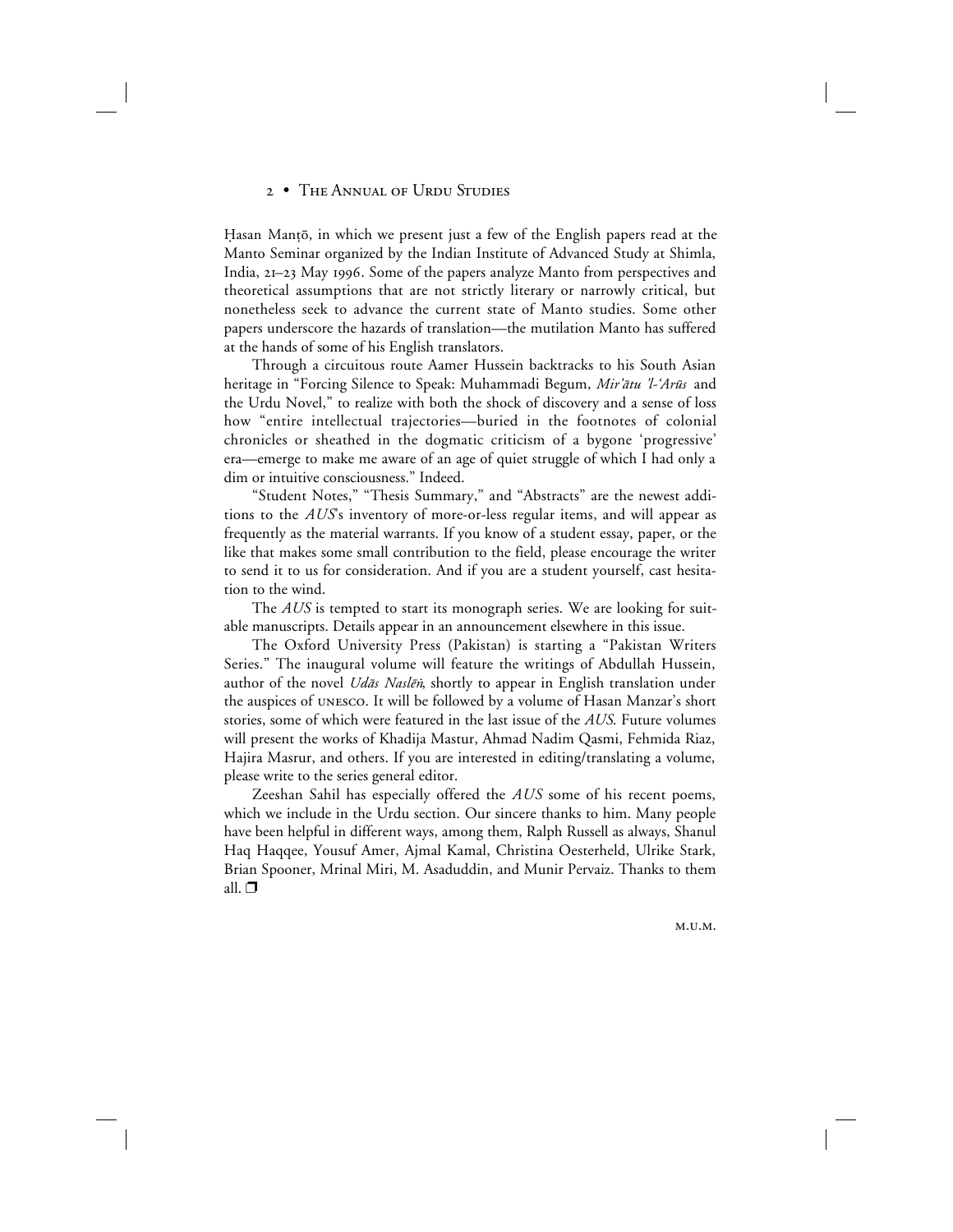Ḥasan Manṭō, in which we present just a few of the English papers read at the Manto Seminar organized by the Indian Institute of Advanced Study at Shimla, India, 21–23 May 1996. Some of the papers analyze Manto from perspectives and theoretical assumptions that are not strictly literary or narrowly critical, but nonetheless seek to advance the current state of Manto studies. Some other papers underscore the hazards of translation—the mutilation Manto has suffered at the hands of some of his English translators.

Through a circuitous route Aamer Hussein backtracks to his South Asian heritage in "Forcing Silence to Speak: Muhammadi Begum, *Mir'ātu 'l-'Arūs* and the Urdu Novel," to realize with both the shock of discovery and a sense of loss how "entire intellectual trajectories—buried in the footnotes of colonial chronicles or sheathed in the dogmatic criticism of a bygone 'progressive' era—emerge to make me aware of an age of quiet struggle of which I had only a dim or intuitive consciousness." Indeed.

"Student Notes," "Thesis Summary," and "Abstracts" are the newest additions to the *AUS*'s inventory of more-or-less regular items, and will appear as frequently as the material warrants. If you know of a student essay, paper, or the like that makes some small contribution to the field, please encourage the writer to send it to us for consideration. And if you are a student yourself, cast hesitation to the wind.

The *AUS* is tempted to start its monograph series. We are looking for suitable manuscripts. Details appear in an announcement elsewhere in this issue.

The Oxford University Press (Pakistan) is starting a "Pakistan Writers Series." The inaugural volume will feature the writings of Abdullah Hussein, author of the novel *Udās Naslēṅ*, shortly to appear in English translation under the auspices of UNESCO. It will be followed by a volume of Hasan Manzar's short stories, some of which were featured in the last issue of the *AUS*. Future volumes will present the works of Khadija Mastur, Ahmad Nadim Qasmi, Fehmida Riaz, Hajira Masrur, and others. If you are interested in editing/translating a volume, please write to the series general editor.

Zeeshan Sahil has especially offered the *AUS* some of his recent poems, which we include in the Urdu section. Our sincere thanks to him. Many people have been helpful in different ways, among them, Ralph Russell as always, Shanul Haq Haqqee, Yousuf Amer, Ajmal Kamal, Christina Oesterheld, Ulrike Stark, Brian Spooner, Mrinal Miri, M. Asaduddin, and Munir Pervaiz. Thanks to them all. ❐

M.U.M.